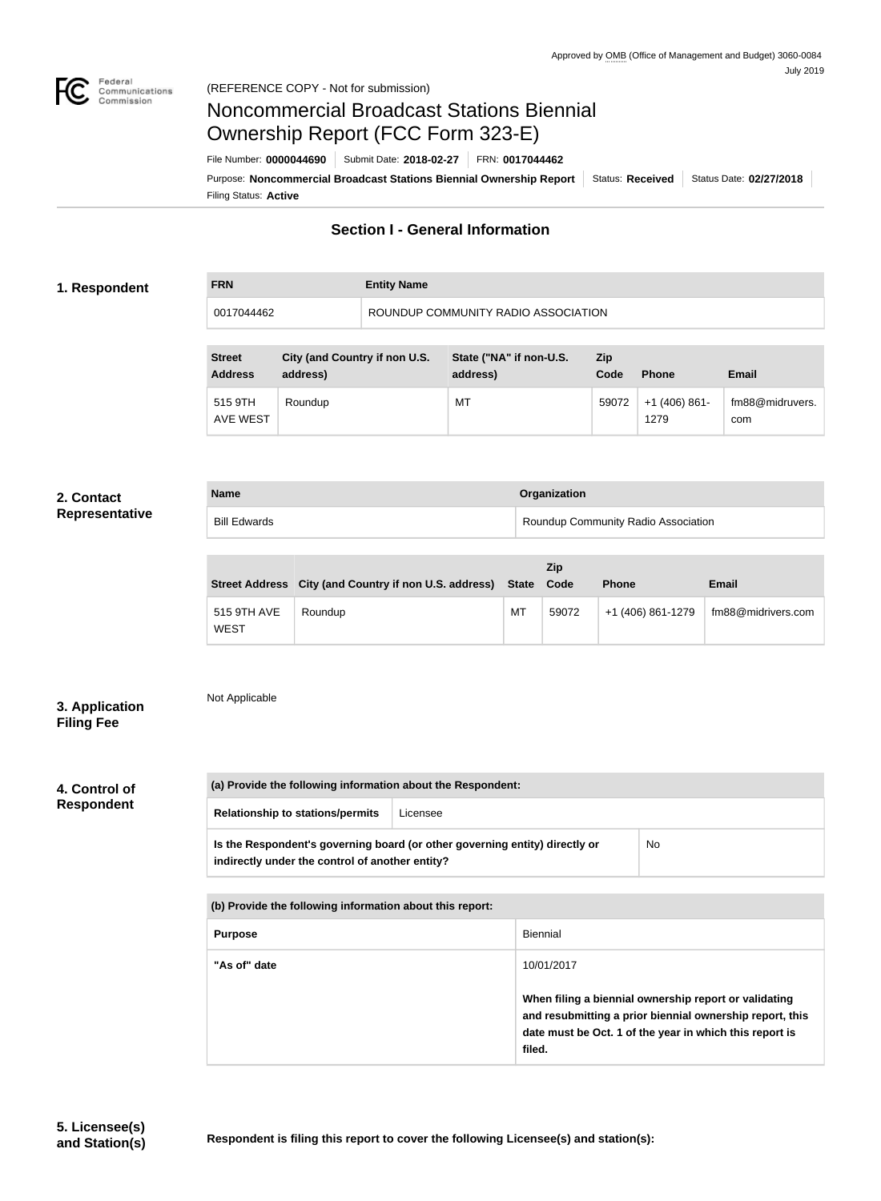Approved by OMB (Office of Management and Budget) 3060-0084
July 2019

(REFERENCE COPY - Not for submission)

# Noncommercial Broadcast Stations Biennial Ownership Report (FCC Form 323-E)

File Number: **0000044690** | Submit Date: **2018-02-27** | FRN: **0017044462**

Purpose: **Noncommercial Broadcast Stations Biennial Ownership Report** | Status: **Received** | Status Date: **02/27/2018**

Filing Status: **Active**

## Section I - General Information

### 1. Respondent

| FRN | Entity Name |
| --- | --- |
| 0017044462 | ROUNDUP COMMUNITY RADIO ASSOCIATION |

| Street Address | City (and Country if non U.S. address) | State ("NA" if non-U.S. address) | Zip Code | Phone | Email |
| --- | --- | --- | --- | --- | --- |
| 515 9TH AVE WEST | Roundup | MT | 59072 | +1 (406) 861-1279 | fm88@midruvers.com |

### 2. Contact Representative

| Name | Organization |
| --- | --- |
| Bill Edwards | Roundup Community Radio Association |

| Street Address | City (and Country if non U.S. address) | State | Zip Code | Phone | Email |
| --- | --- | --- | --- | --- | --- |
| 515 9TH AVE WEST | Roundup | MT | 59072 | +1 (406) 861-1279 | fm88@midrivers.com |

### 3. Application Filing Fee

Not Applicable

### 4. Control of Respondent

| (a) Provide the following information about the Respondent: | |
| --- | --- |
| Relationship to stations/permits | Licensee |
| Is the Respondent's governing board (or other governing entity) directly or indirectly under the control of another entity? | No |

| (b) Provide the following information about this report: | |
| --- | --- |
| Purpose | Biennial |
| "As of" date | 10/01/2017<br><br>**When filing a biennial ownership report or validating and resubmitting a prior biennial ownership report, this date must be Oct. 1 of the year in which this report is filed.** |

### 5. Licensee(s) and Station(s)

**Respondent is filing this report to cover the following Licensee(s) and station(s):**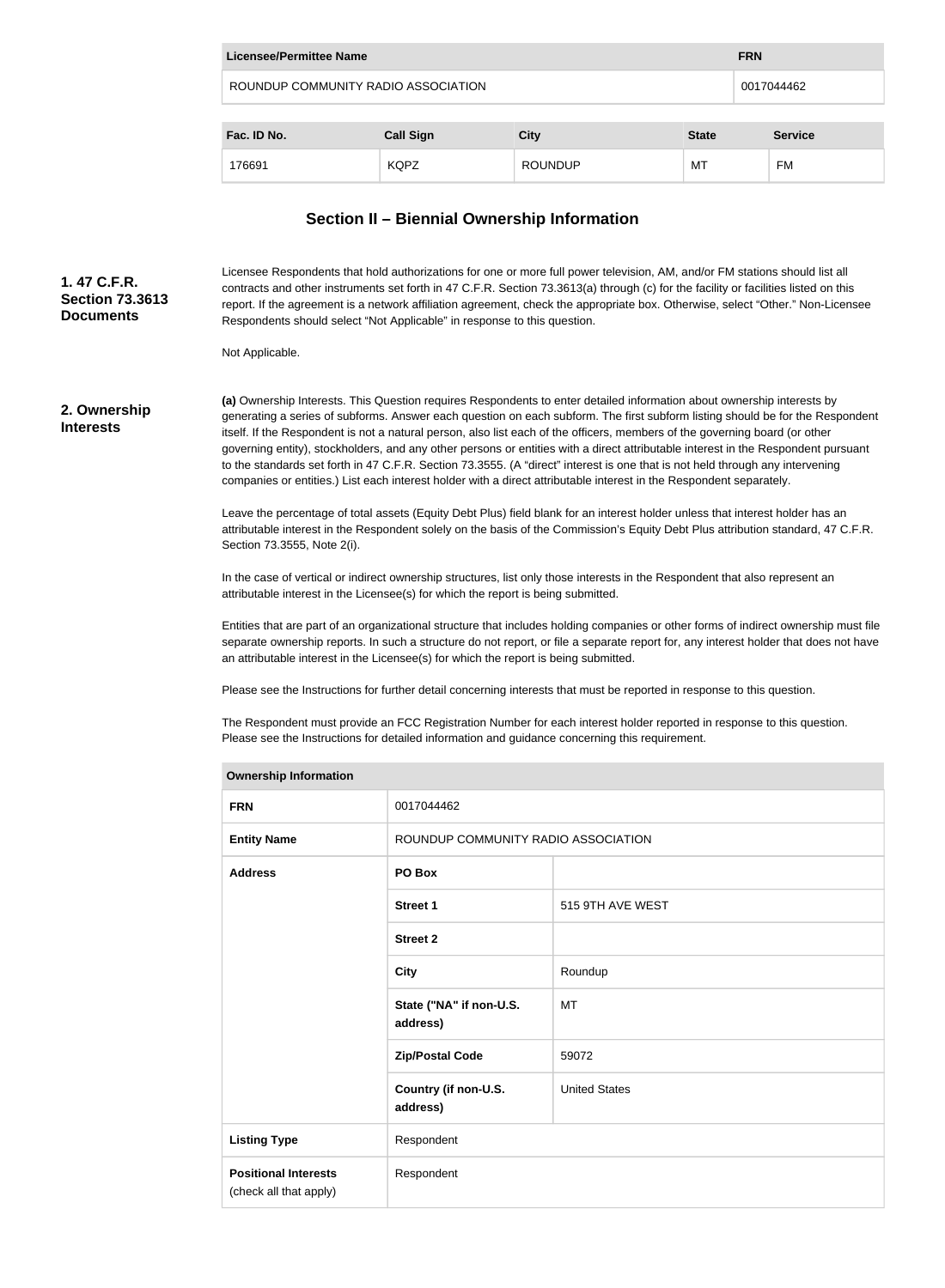| Licensee/Permittee Name | FRN |
|---|---|
| ROUNDUP COMMUNITY RADIO ASSOCIATION | 0017044462 |

| Fac. ID No. | Call Sign | City | State | Service |
|---|---|---|---|---|
| 176691 | KQPZ | ROUNDUP | MT | FM |

## Section II – Biennial Ownership Information

**1. 47 C.F.R. Section 73.3613 Documents**

Licensee Respondents that hold authorizations for one or more full power television, AM, and/or FM stations should list all contracts and other instruments set forth in 47 C.F.R. Section 73.3613(a) through (c) for the facility or facilities listed on this report. If the agreement is a network affiliation agreement, check the appropriate box. Otherwise, select "Other." Non-Licensee Respondents should select "Not Applicable" in response to this question.

Not Applicable.

**2. Ownership Interests**

**(a)** Ownership Interests. This Question requires Respondents to enter detailed information about ownership interests by generating a series of subforms. Answer each question on each subform. The first subform listing should be for the Respondent itself. If the Respondent is not a natural person, also list each of the officers, members of the governing board (or other governing entity), stockholders, and any other persons or entities with a direct attributable interest in the Respondent pursuant to the standards set forth in 47 C.F.R. Section 73.3555. (A "direct" interest is one that is not held through any intervening companies or entities.) List each interest holder with a direct attributable interest in the Respondent separately.

Leave the percentage of total assets (Equity Debt Plus) field blank for an interest holder unless that interest holder has an attributable interest in the Respondent solely on the basis of the Commission's Equity Debt Plus attribution standard, 47 C.F.R. Section 73.3555, Note 2(i).

In the case of vertical or indirect ownership structures, list only those interests in the Respondent that also represent an attributable interest in the Licensee(s) for which the report is being submitted.

Entities that are part of an organizational structure that includes holding companies or other forms of indirect ownership must file separate ownership reports. In such a structure do not report, or file a separate report for, any interest holder that does not have an attributable interest in the Licensee(s) for which the report is being submitted.

Please see the Instructions for further detail concerning interests that must be reported in response to this question.

The Respondent must provide an FCC Registration Number for each interest holder reported in response to this question. Please see the Instructions for detailed information and guidance concerning this requirement.

| Ownership Information | | |
|---|---|---|
| FRN | 0017044462 | |
| Entity Name | ROUNDUP COMMUNITY RADIO ASSOCIATION | |
| Address | PO Box | |
| | Street 1 | 515 9TH AVE WEST |
| | Street 2 | |
| | City | Roundup |
| | State ("NA" if non-U.S. address) | MT |
| | Zip/Postal Code | 59072 |
| | Country (if non-U.S. address) | United States |
| Listing Type | Respondent | |
| Positional Interests (check all that apply) | Respondent | |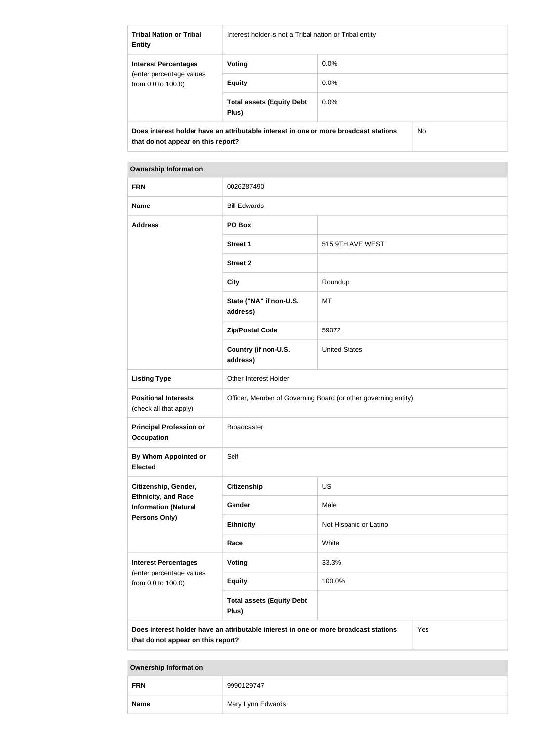| Tribal Nation or Tribal Entity | Interest holder is not a Tribal nation or Tribal entity | |
|---|---|---|
| **Interest Percentages** (enter percentage values from 0.0 to 100.0) | **Voting** | 0.0% |
| | **Equity** | 0.0% |
| | **Total assets (Equity Debt Plus)** | 0.0% |
| **Does interest holder have an attributable interest in one or more broadcast stations that do not appear on this report?** | | No |

| Ownership Information | | |
|---|---|---|
| **FRN** | 0026287490 | |
| **Name** | Bill Edwards | |
| **Address** | **PO Box** | |
| | **Street 1** | 515 9TH AVE WEST |
| | **Street 2** | |
| | **City** | Roundup |
| | **State ("NA" if non-U.S. address)** | MT |
| | **Zip/Postal Code** | 59072 |
| | **Country (if non-U.S. address)** | United States |
| **Listing Type** | Other Interest Holder | |
| **Positional Interests** (check all that apply) | Officer, Member of Governing Board (or other governing entity) | |
| **Principal Profession or Occupation** | Broadcaster | |
| **By Whom Appointed or Elected** | Self | |
| **Citizenship, Gender, Ethnicity, and Race Information (Natural Persons Only)** | **Citizenship** | US |
| | **Gender** | Male |
| | **Ethnicity** | Not Hispanic or Latino |
| | **Race** | White |
| **Interest Percentages** (enter percentage values from 0.0 to 100.0) | **Voting** | 33.3% |
| | **Equity** | 100.0% |
| | **Total assets (Equity Debt Plus)** | |
| **Does interest holder have an attributable interest in one or more broadcast stations that do not appear on this report?** | | Yes |

| Ownership Information | |
|---|---|
| **FRN** | 9990129747 |
| **Name** | Mary Lynn Edwards |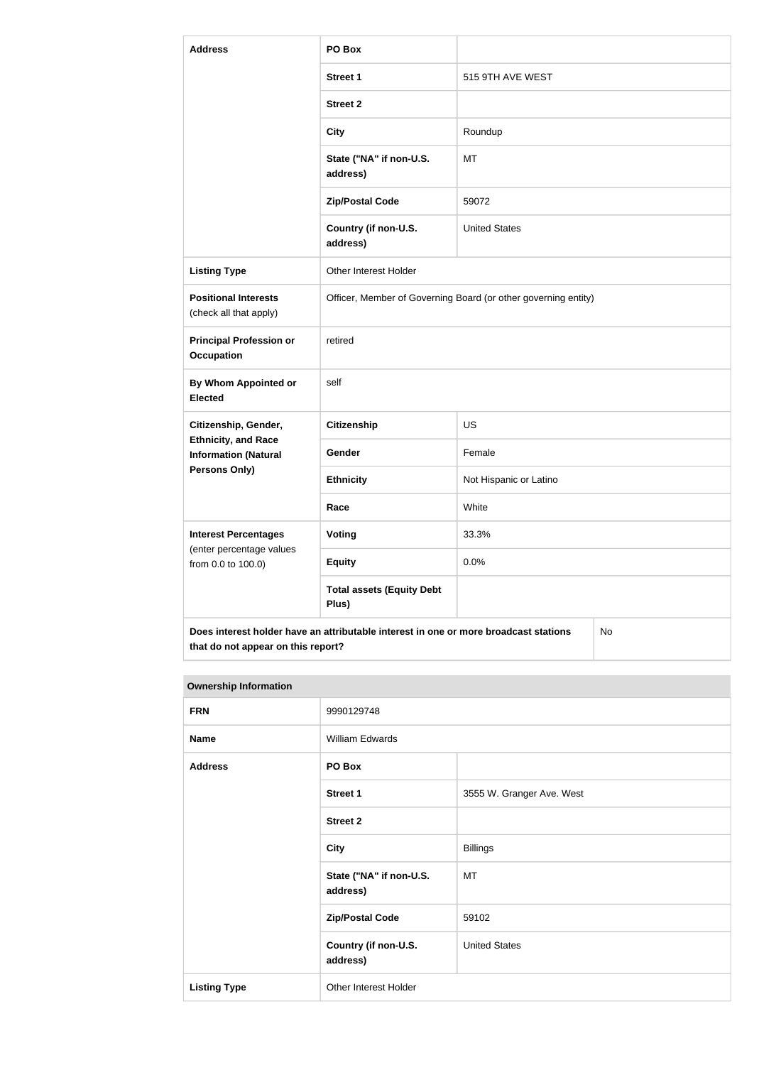| Address | PO Box | |
|---|---|---|
| | Street 1 | 515 9TH AVE WEST |
| | Street 2 | |
| | City | Roundup |
| | State ("NA" if non-U.S. address) | MT |
| | Zip/Postal Code | 59072 |
| | Country (if non-U.S. address) | United States |
| Listing Type | Other Interest Holder | |
| Positional Interests (check all that apply) | Officer, Member of Governing Board (or other governing entity) | |
| Principal Profession or Occupation | retired | |
| By Whom Appointed or Elected | self | |
| Citizenship, Gender, Ethnicity, and Race Information (Natural Persons Only) | Citizenship | US |
| | Gender | Female |
| | Ethnicity | Not Hispanic or Latino |
| | Race | White |
| Interest Percentages (enter percentage values from 0.0 to 100.0) | Voting | 33.3% |
| | Equity | 0.0% |
| | Total assets (Equity Debt Plus) | |
| Does interest holder have an attributable interest in one or more broadcast stations that do not appear on this report? | | No |

| Ownership Information | | |
|---|---|---|
| FRN | 9990129748 | |
| Name | William Edwards | |
| Address | PO Box | |
| | Street 1 | 3555 W. Granger Ave. West |
| | Street 2 | |
| | City | Billings |
| | State ("NA" if non-U.S. address) | MT |
| | Zip/Postal Code | 59102 |
| | Country (if non-U.S. address) | United States |
| Listing Type | Other Interest Holder | |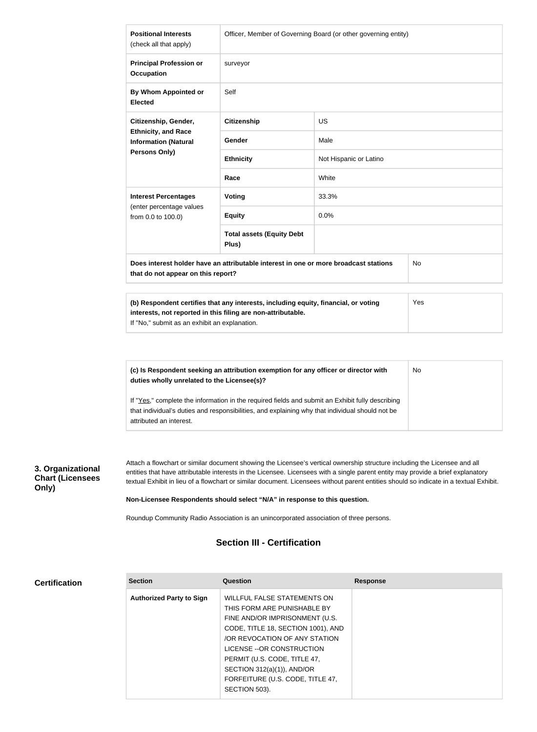| | | |
|---|---|---|
| **Positional Interests** (check all that apply) | Officer, Member of Governing Board (or other governing entity) | |
| **Principal Profession or Occupation** | surveyor | |
| **By Whom Appointed or Elected** | Self | |
| **Citizenship, Gender, Ethnicity, and Race Information (Natural Persons Only)** | **Citizenship** | US |
| | **Gender** | Male |
| | **Ethnicity** | Not Hispanic or Latino |
| | **Race** | White |
| **Interest Percentages** (enter percentage values from 0.0 to 100.0) | **Voting** | 33.3% |
| | **Equity** | 0.0% |
| | **Total assets (Equity Debt Plus)** | |
| **Does interest holder have an attributable interest in one or more broadcast stations that do not appear on this report?** | | No |

| | |
|---|---|
| **(b) Respondent certifies that any interests, including equity, financial, or voting interests, not reported in this filing are non-attributable.** If "No," submit as an exhibit an explanation. | Yes |

| | |
|---|---|
| **(c) Is Respondent seeking an attribution exemption for any officer or director with duties wholly unrelated to the Licensee(s)?** If "Yes," complete the information in the required fields and submit an Exhibit fully describing that individual's duties and responsibilities, and explaining why that individual should not be attributed an interest. | No |

**3. Organizational Chart (Licensees Only)**

Attach a flowchart or similar document showing the Licensee's vertical ownership structure including the Licensee and all entities that have attributable interests in the Licensee. Licensees with a single parent entity may provide a brief explanatory textual Exhibit in lieu of a flowchart or similar document. Licensees without parent entities should so indicate in a textual Exhibit.

**Non-Licensee Respondents should select "N/A" in response to this question.**

Roundup Community Radio Association is an unincorporated association of three persons.

## Section III - Certification

**Certification**

| Section | Question | Response |
|---|---|---|
| **Authorized Party to Sign** | WILLFUL FALSE STATEMENTS ON THIS FORM ARE PUNISHABLE BY FINE AND/OR IMPRISONMENT (U.S. CODE, TITLE 18, SECTION 1001), AND /OR REVOCATION OF ANY STATION LICENSE --OR CONSTRUCTION PERMIT (U.S. CODE, TITLE 47, SECTION 312(a)(1)), AND/OR FORFEITURE (U.S. CODE, TITLE 47, SECTION 503). | |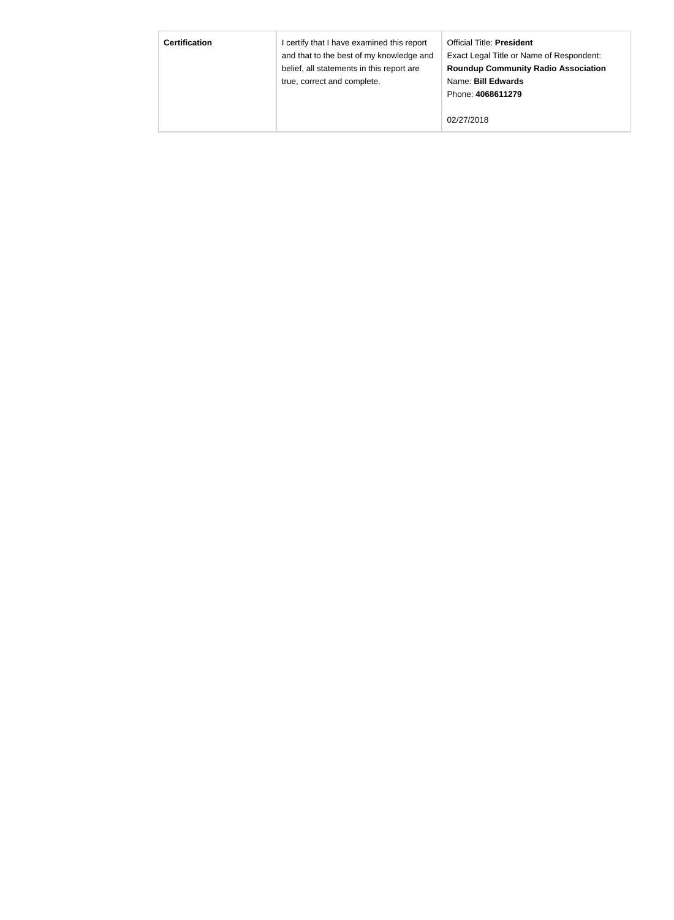| | | |
|---|---|---|
| **Certification** | I certify that I have examined this report and that to the best of my knowledge and belief, all statements in this report are true, correct and complete. | Official Title: **President**<br>Exact Legal Title or Name of Respondent: **Roundup Community Radio Association**<br>Name: **Bill Edwards**<br>Phone: **4068611279**<br><br>02/27/2018 |